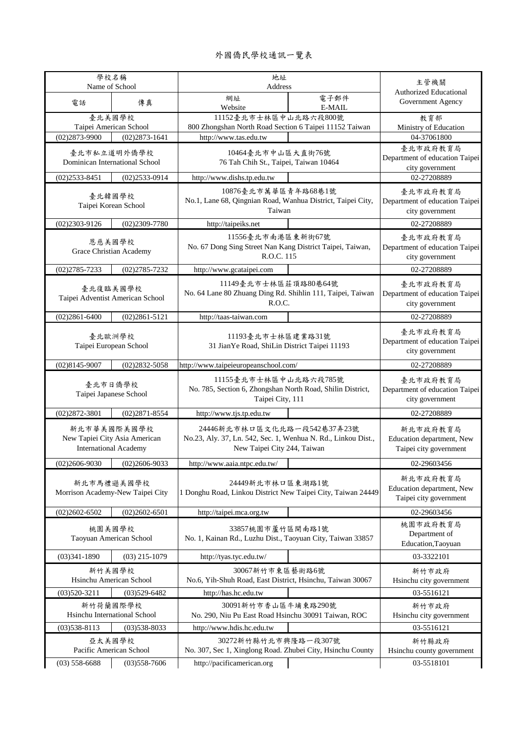# 外國僑民學校通訊一覽表

| 學校名稱 Name of School | | 地址 Address | | 主管機關 Authorized Educational Government Agency |
|---|---|---|---|---|
| 電話 | 傳真 | 網址 Website | 電子郵件 E-MAIL | |
| 臺北美國學校 Taipei American School | | 11152臺北市士林區中山北路六段800號 800 Zhongshan North Road Section 6 Taipei 11152 Taiwan | | 教育部 Ministry of Education |
| (02)2873-9900 | (02)2873-1641 | http://www.tas.edu.tw | | 04-37061800 |
| 臺北市私立道明外僑學校 Dominican International School | | 10464臺北市中山區大直街76號 76 Tah Chih St., Taipei, Taiwan 10464 | | 臺北市政府教育局 Department of education Taipei city government |
| (02)2533-8451 | (02)2533-0914 | http://www.dishs.tp.edu.tw | | 02-27208889 |
| 臺北韓國學校 Taipei Korean School | | 10876臺北市萬華區青年路68巷1號 No.1, Lane 68, Qingnian Road, Wanhua District, Taipei City, Taiwan | | 臺北市政府教育局 Department of education Taipei city government |
| (02)2303-9126 | (02)2309-7780 | http://taipeiks.net | | 02-27208889 |
| 恩慈美國學校 Grace Christian Academy | | 11556臺北市南港區東新街67號 No. 67 Dong Sing Street Nan Kang District Taipei, Taiwan, R.O.C. 115 | | 臺北市政府教育局 Department of education Taipei city government |
| (02)2785-7233 | (02)2785-7232 | http://www.gcataipei.com | | 02-27208889 |
| 臺北復臨美國學校 Taipei Adventist American School | | 11149臺北市士林區莊頂路80巷64號 No. 64 Lane 80 Zhuang Ding Rd. Shihlin 111, Taipei, Taiwan R.O.C. | | 臺北市政府教育局 Department of education Taipei city government |
| (02)2861-6400 | (02)2861-5121 | http://taas-taiwan.com | | 02-27208889 |
| 臺北歐洲學校 Taipei European School | | 11193臺北市士林區建業路31號 31 JianYe Road, ShiLin District Taipei 11193 | | 臺北市政府教育局 Department of education Taipei city government |
| (02)8145-9007 | (02)2832-5058 | http://www.taipeieuropeanschool.com/ | | 02-27208889 |
| 臺北市日僑學校 Taipei Japanese School | | 11155臺北市士林區中山北路六段785號 No. 785, Section 6, Zhongshan North Road, Shilin District, Taipei City, 111 | | 臺北市政府教育局 Department of education Taipei city government |
| (02)2872-3801 | (02)2871-8554 | http://www.tjs.tp.edu.tw | | 02-27208889 |
| 新北市華美國際美國學校 New Tapiei City Asia American International Academy | | 24446新北市林口區文化北路一段542巷37弄23號 No.23, Aly. 37, Ln. 542, Sec. 1, Wenhua N. Rd., Linkou Dist., New Taipei City 244, Taiwan | | 新北市政府教育局 Education department, New Taipei city government |
| (02)2606-9030 | (02)2606-9033 | http://www.aaia.ntpc.edu.tw/ | | 02-29603456 |
| 新北市馬禮遜美國學校 Morrison Academy-New Taipei City | | 24449新北市林口區東湖路1號 1 Donghu Road, Linkou District New Taipei City, Taiwan 24449 | | 新北市政府教育局 Education department, New Taipei city government |
| (02)2602-6502 | (02)2602-6501 | http://taipei.mca.org.tw | | 02-29603456 |
| 桃園美國學校 Taoyuan American School | | 33857桃園市蘆竹區開南路1號 No. 1, Kainan Rd., Luzhu Dist., Taoyuan City, Taiwan 33857 | | 桃園市政府教育局 Department of Education,Taoyuan |
| (03)341-1890 | (03) 215-1079 | http://tyas.tyc.edu.tw/ | | 03-3322101 |
| 新竹美國學校 Hsinchu American School | | 30067新竹市東區藝術路6號 No.6, Yih-Shuh Road, East District, Hsinchu, Taiwan 30067 | | 新竹市政府 Hsinchu city government |
| (03)520-3211 | (03)529-6482 | http://has.hc.edu.tw | | 03-5516121 |
| 新竹荷蘭國際學校 Hsinchu International School | | 30091新竹市香山區牛埔東路290號 No. 290, Niu Pu East Road Hsinchu 30091 Taiwan, ROC | | 新竹市政府 Hsinchu city government |
| (03)538-8113 | (03)538-8033 | http://www.hdis.hc.edu.tw | | 03-5516121 |
| 亞太美國學校 Pacific American School | | 30272新竹縣竹北市興隆路一段307號 No. 307, Sec 1, Xinglong Road. Zhubei City, Hsinchu County | | 新竹縣政府 Hsinchu county government |
| (03) 558-6688 | (03)558-7606 | http://pacificamerican.org | | 03-5518101 |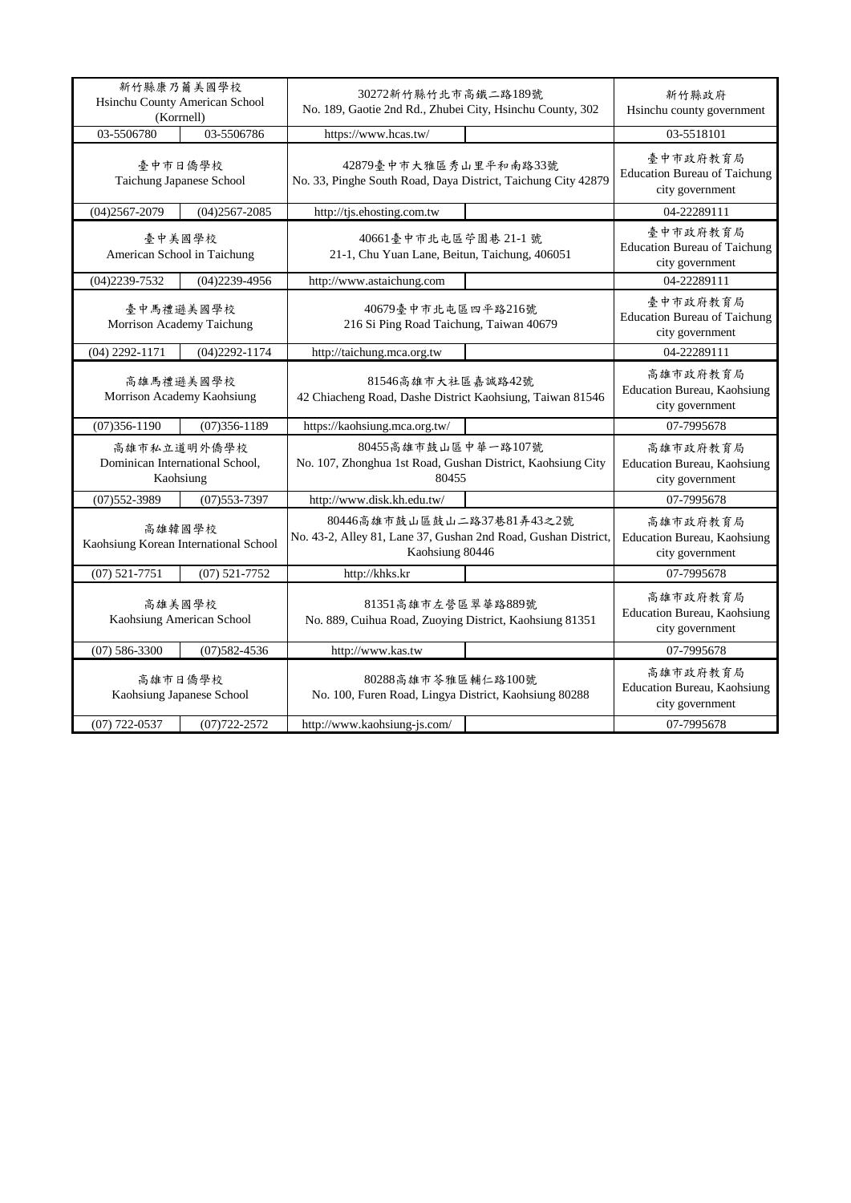| | | | | |
|---|---|---|---|---|
| 新竹縣康乃爾美國學校<br>Hsinchu County American School (Korrnell) | | 30272新竹縣竹北市高鐵二路189號<br>No. 189, Gaotie 2nd Rd., Zhubei City, Hsinchu County, 302 | | 新竹縣政府<br>Hsinchu county government |
| 03-5506780 | 03-5506786 | https://www.hcas.tw/ | | 03-5518101 |
| 臺中市日僑學校<br>Taichung Japanese School | | 42879臺中市大雅區秀山里平和南路33號<br>No. 33, Pinghe South Road, Daya District, Taichung City 42879 | | 臺中市政府教育局<br>Education Bureau of Taichung city government |
| (04)2567-2079 | (04)2567-2085 | http://tjs.ehosting.com.tw | | 04-22289111 |
| 臺中美國學校<br>American School in Taichung | | 40661臺中市北屯區苧園巷 21-1 號<br>21-1, Chu Yuan Lane, Beitun, Taichung, 406051 | | 臺中市政府教育局<br>Education Bureau of Taichung city government |
| (04)2239-7532 | (04)2239-4956 | http://www.astaichung.com | | 04-22289111 |
| 臺中馬禮遜美國學校<br>Morrison Academy Taichung | | 40679臺中市北屯區四平路216號<br>216 Si Ping Road Taichung, Taiwan 40679 | | 臺中市政府教育局<br>Education Bureau of Taichung city government |
| (04) 2292-1171 | (04)2292-1174 | http://taichung.mca.org.tw | | 04-22289111 |
| 高雄馬禮遜美國學校<br>Morrison Academy Kaohsiung | | 81546高雄市大社區嘉誠路42號<br>42 Chiacheng Road, Dashe District Kaohsiung, Taiwan 81546 | | 高雄市政府教育局<br>Education Bureau, Kaohsiung city government |
| (07)356-1190 | (07)356-1189 | https://kaohsiung.mca.org.tw/ | | 07-7995678 |
| 高雄市私立道明外僑學校<br>Dominican International School, Kaohsiung | | 80455高雄市鼓山區中華一路107號<br>No. 107, Zhonghua 1st Road, Gushan District, Kaohsiung City 80455 | | 高雄市政府教育局<br>Education Bureau, Kaohsiung city government |
| (07)552-3989 | (07)553-7397 | http://www.disk.kh.edu.tw/ | | 07-7995678 |
| 高雄韓國學校<br>Kaohsiung Korean International School | | 80446高雄市鼓山區鼓山二路37巷81弄43之2號<br>No. 43-2, Alley 81, Lane 37, Gushan 2nd Road, Gushan District, Kaohsiung 80446 | | 高雄市政府教育局<br>Education Bureau, Kaohsiung city government |
| (07) 521-7751 | (07) 521-7752 | http://khks.kr | | 07-7995678 |
| 高雄美國學校<br>Kaohsiung American School | | 81351高雄市左營區翠華路889號<br>No. 889, Cuihua Road, Zuoying District, Kaohsiung 81351 | | 高雄市政府教育局<br>Education Bureau, Kaohsiung city government |
| (07) 586-3300 | (07)582-4536 | http://www.kas.tw | | 07-7995678 |
| 高雄市日僑學校<br>Kaohsiung Japanese School | | 80288高雄市苓雅區輔仁路100號<br>No. 100, Furen Road, Lingya District, Kaohsiung 80288 | | 高雄市政府教育局<br>Education Bureau, Kaohsiung city government |
| (07) 722-0537 | (07)722-2572 | http://www.kaohsiung-js.com/ | | 07-7995678 |